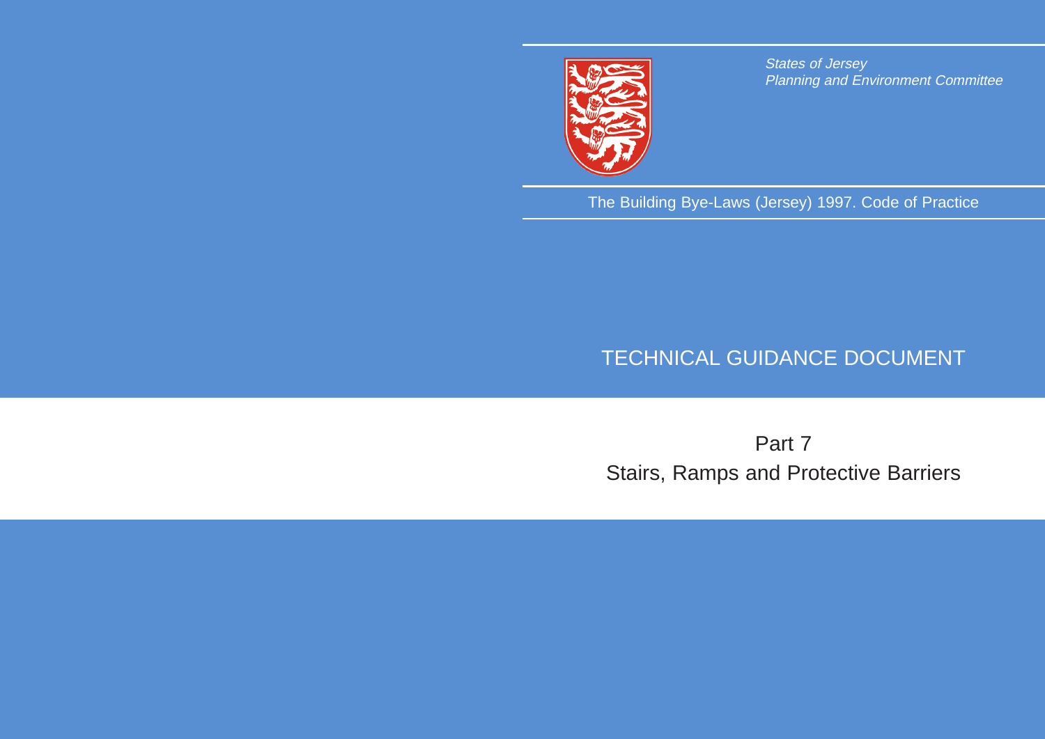*States of Jersey*
*Planning and Environment Committee*

The Building Bye-Laws (Jersey) 1997. Code of Practice

# TECHNICAL GUIDANCE DOCUMENT

## Part 7
## Stairs, Ramps and Protective Barriers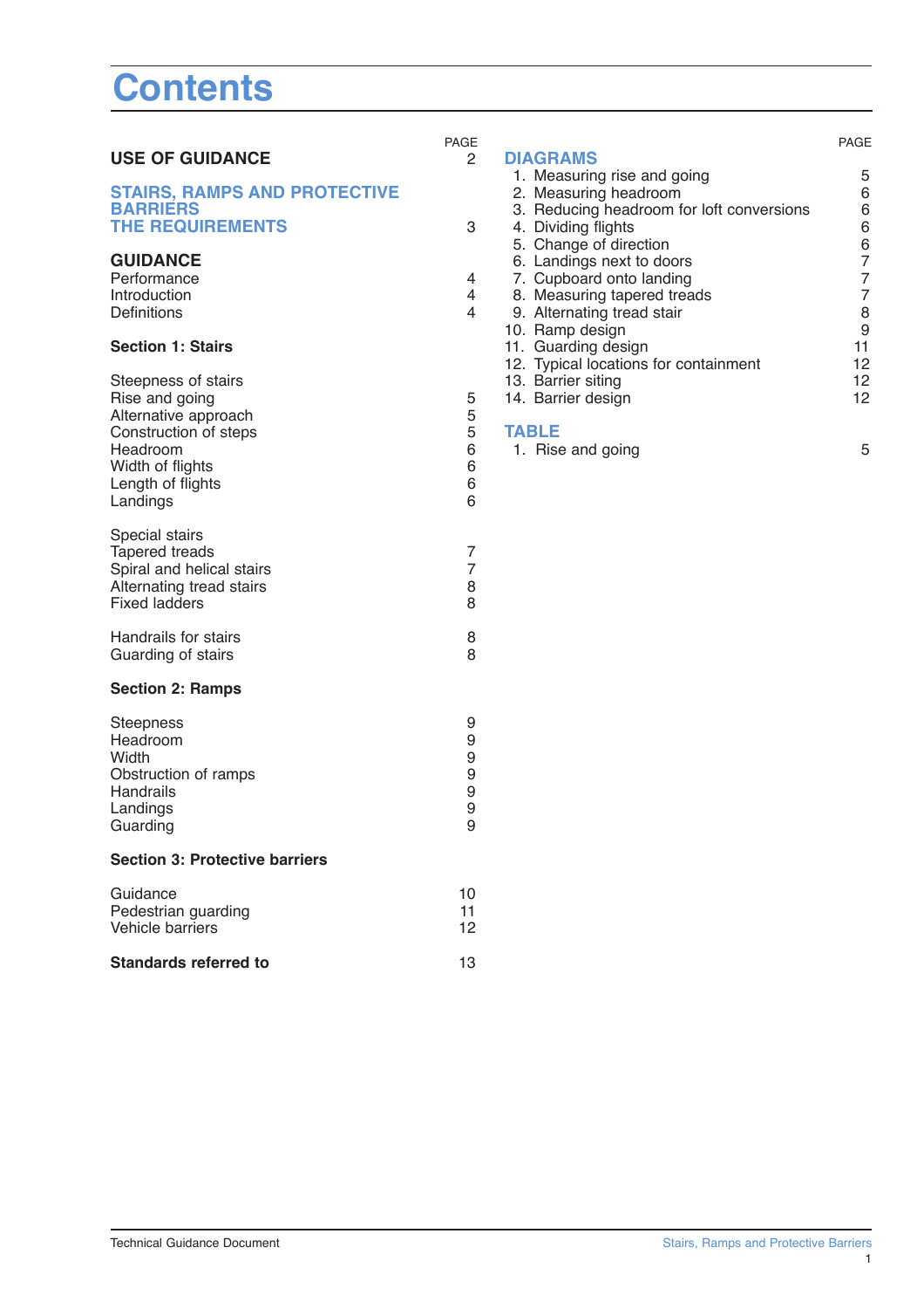# Contents

| | PAGE |
|---|---|
| **USE OF GUIDANCE** | 2 |
| **STAIRS, RAMPS AND PROTECTIVE BARRIERS THE REQUIREMENTS** | 3 |
| **GUIDANCE** | |
| Performance | 4 |
| Introduction | 4 |
| Definitions | 4 |
| **Section 1: Stairs** | |
| Steepness of stairs | |
| Rise and going | 5 |
| Alternative approach | 5 |
| Construction of steps | 5 |
| Headroom | 6 |
| Width of flights | 6 |
| Length of flights | 6 |
| Landings | 6 |
| Special stairs | |
| Tapered treads | 7 |
| Spiral and helical stairs | 7 |
| Alternating tread stairs | 8 |
| Fixed ladders | 8 |
| Handrails for stairs | 8 |
| Guarding of stairs | 8 |
| **Section 2: Ramps** | |
| Steepness | 9 |
| Headroom | 9 |
| Width | 9 |
| Obstruction of ramps | 9 |
| Handrails | 9 |
| Landings | 9 |
| Guarding | 9 |
| **Section 3: Protective barriers** | |
| Guidance | 10 |
| Pedestrian guarding | 11 |
| Vehicle barriers | 12 |
| **Standards referred to** | 13 |

| | PAGE |
|---|---|
| **DIAGRAMS** | |
| 1. Measuring rise and going | 5 |
| 2. Measuring headroom | 6 |
| 3. Reducing headroom for loft conversions | 6 |
| 4. Dividing flights | 6 |
| 5. Change of direction | 6 |
| 6. Landings next to doors | 7 |
| 7. Cupboard onto landing | 7 |
| 8. Measuring tapered treads | 7 |
| 9. Alternating tread stair | 8 |
| 10. Ramp design | 9 |
| 11. Guarding design | 11 |
| 12. Typical locations for containment | 12 |
| 13. Barrier siting | 12 |
| 14. Barrier design | 12 |
| **TABLE** | |
| 1. Rise and going | 5 |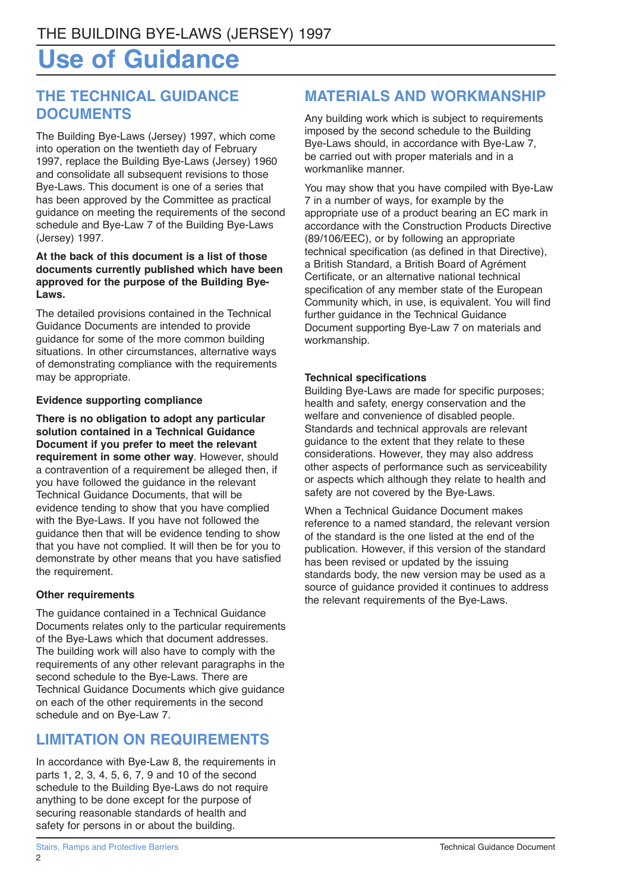THE BUILDING BYE-LAWS (JERSEY) 1997

# Use of Guidance

## THE TECHNICAL GUIDANCE DOCUMENTS

The Building Bye-Laws (Jersey) 1997, which come into operation on the twentieth day of February 1997, replace the Building Bye-Laws (Jersey) 1960 and consolidate all subsequent revisions to those Bye-Laws. This document is one of a series that has been approved by the Committee as practical guidance on meeting the requirements of the second schedule and Bye-Law 7 of the Building Bye-Laws (Jersey) 1997.

**At the back of this document is a list of those documents currently published which have been approved for the purpose of the Building Bye-Laws.**

The detailed provisions contained in the Technical Guidance Documents are intended to provide guidance for some of the more common building situations. In other circumstances, alternative ways of demonstrating compliance with the requirements may be appropriate.

### Evidence supporting compliance

**There is no obligation to adopt any particular solution contained in a Technical Guidance Document if you prefer to meet the relevant requirement in some other way**. However, should a contravention of a requirement be alleged then, if you have followed the guidance in the relevant Technical Guidance Documents, that will be evidence tending to show that you have complied with the Bye-Laws. If you have not followed the guidance then that will be evidence tending to show that you have not complied. It will then be for you to demonstrate by other means that you have satisfied the requirement.

### Other requirements

The guidance contained in a Technical Guidance Documents relates only to the particular requirements of the Bye-Laws which that document addresses. The building work will also have to comply with the requirements of any other relevant paragraphs in the second schedule to the Bye-Laws. There are Technical Guidance Documents which give guidance on each of the other requirements in the second schedule and on Bye-Law 7.

## LIMITATION ON REQUIREMENTS

In accordance with Bye-Law 8, the requirements in parts 1, 2, 3, 4, 5, 6, 7, 9 and 10 of the second schedule to the Building Bye-Laws do not require anything to be done except for the purpose of securing reasonable standards of health and safety for persons in or about the building.

## MATERIALS AND WORKMANSHIP

Any building work which is subject to requirements imposed by the second schedule to the Building Bye-Laws should, in accordance with Bye-Law 7, be carried out with proper materials and in a workmanlike manner.

You may show that you have compiled with Bye-Law 7 in a number of ways, for example by the appropriate use of a product bearing an EC mark in accordance with the Construction Products Directive (89/106/EEC), or by following an appropriate technical specification (as defined in that Directive), a British Standard, a British Board of Agrément Certificate, or an alternative national technical specification of any member state of the European Community which, in use, is equivalent. You will find further guidance in the Technical Guidance Document supporting Bye-Law 7 on materials and workmanship.

### Technical specifications

Building Bye-Laws are made for specific purposes; health and safety, energy conservation and the welfare and convenience of disabled people. Standards and technical approvals are relevant guidance to the extent that they relate to these considerations. However, they may also address other aspects of performance such as serviceability or aspects which although they relate to health and safety are not covered by the Bye-Laws.

When a Technical Guidance Document makes reference to a named standard, the relevant version of the standard is the one listed at the end of the publication. However, if this version of the standard has been revised or updated by the issuing standards body, the new version may be used as a source of guidance provided it continues to address the relevant requirements of the Bye-Laws.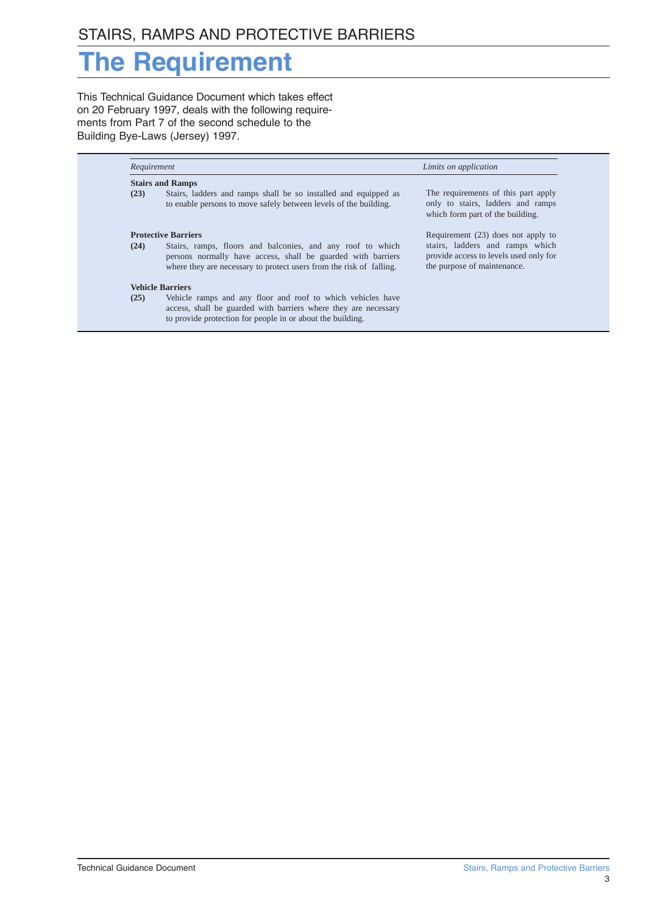STAIRS, RAMPS AND PROTECTIVE BARRIERS

# The Requirement

This Technical Guidance Document which takes effect on 20 February 1997, deals with the following requirements from Part 7 of the second schedule to the Building Bye-Laws (Jersey) 1997.

| *Requirement* | *Limits on application* |
|---|---|
| **Stairs and Ramps**<br>**(23)** Stairs, ladders and ramps shall be so installed and equipped as to enable persons to move safely between levels of the building. | The requirements of this part apply only to stairs, ladders and ramps which form part of the building. |
| **Protective Barriers**<br>**(24)** Stairs, ramps, floors and balconies, and any roof to which persons normally have access, shall be guarded with barriers where they are necessary to protect users from the risk of falling. | Requirement (23) does not apply to stairs, ladders and ramps which provide access to levels used only for the purpose of maintenance. |
| **Vehicle Barriers**<br>**(25)** Vehicle ramps and any floor and roof to which vehicles have access, shall be guarded with barriers where they are necessary to provide protection for people in or about the building. | |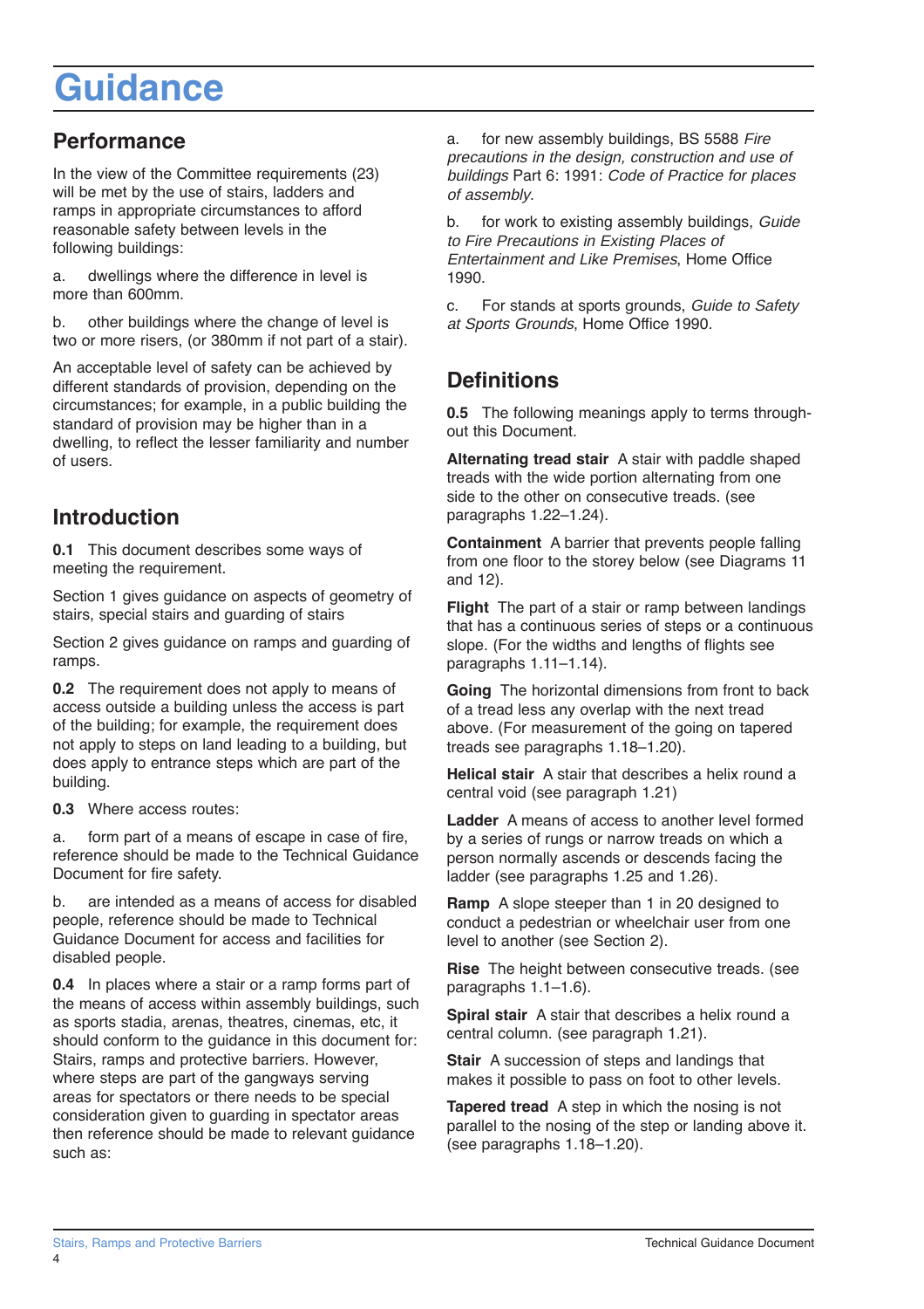# Guidance

## Performance

In the view of the Committee requirements (23) will be met by the use of stairs, ladders and ramps in appropriate circumstances to afford reasonable safety between levels in the following buildings:

a. dwellings where the difference in level is more than 600mm.

b. other buildings where the change of level is two or more risers, (or 380mm if not part of a stair).

An acceptable level of safety can be achieved by different standards of provision, depending on the circumstances; for example, in a public building the standard of provision may be higher than in a dwelling, to reflect the lesser familiarity and number of users.

## Introduction

**0.1** This document describes some ways of meeting the requirement.

Section 1 gives guidance on aspects of geometry of stairs, special stairs and guarding of stairs

Section 2 gives guidance on ramps and guarding of ramps.

**0.2** The requirement does not apply to means of access outside a building unless the access is part of the building; for example, the requirement does not apply to steps on land leading to a building, but does apply to entrance steps which are part of the building.

**0.3** Where access routes:

a. form part of a means of escape in case of fire, reference should be made to the Technical Guidance Document for fire safety.

b. are intended as a means of access for disabled people, reference should be made to Technical Guidance Document for access and facilities for disabled people.

**0.4** In places where a stair or a ramp forms part of the means of access within assembly buildings, such as sports stadia, arenas, theatres, cinemas, etc, it should conform to the guidance in this document for: Stairs, ramps and protective barriers. However, where steps are part of the gangways serving areas for spectators or there needs to be special consideration given to guarding in spectator areas then reference should be made to relevant guidance such as:

a. for new assembly buildings, BS 5588 *Fire precautions in the design, construction and use of buildings* Part 6: 1991: *Code of Practice for places of assembly*.

b. for work to existing assembly buildings, *Guide to Fire Precautions in Existing Places of Entertainment and Like Premises*, Home Office 1990.

c. For stands at sports grounds, *Guide to Safety at Sports Grounds*, Home Office 1990.

## Definitions

**0.5** The following meanings apply to terms throughout this Document.

**Alternating tread stair** A stair with paddle shaped treads with the wide portion alternating from one side to the other on consecutive treads. (see paragraphs 1.22–1.24).

**Containment** A barrier that prevents people falling from one floor to the storey below (see Diagrams 11 and 12).

**Flight** The part of a stair or ramp between landings that has a continuous series of steps or a continuous slope. (For the widths and lengths of flights see paragraphs 1.11–1.14).

**Going** The horizontal dimensions from front to back of a tread less any overlap with the next tread above. (For measurement of the going on tapered treads see paragraphs 1.18–1.20).

**Helical stair** A stair that describes a helix round a central void (see paragraph 1.21)

**Ladder** A means of access to another level formed by a series of rungs or narrow treads on which a person normally ascends or descends facing the ladder (see paragraphs 1.25 and 1.26).

**Ramp** A slope steeper than 1 in 20 designed to conduct a pedestrian or wheelchair user from one level to another (see Section 2).

**Rise** The height between consecutive treads. (see paragraphs 1.1–1.6).

**Spiral stair** A stair that describes a helix round a central column. (see paragraph 1.21).

**Stair** A succession of steps and landings that makes it possible to pass on foot to other levels.

**Tapered tread** A step in which the nosing is not parallel to the nosing of the step or landing above it. (see paragraphs 1.18–1.20).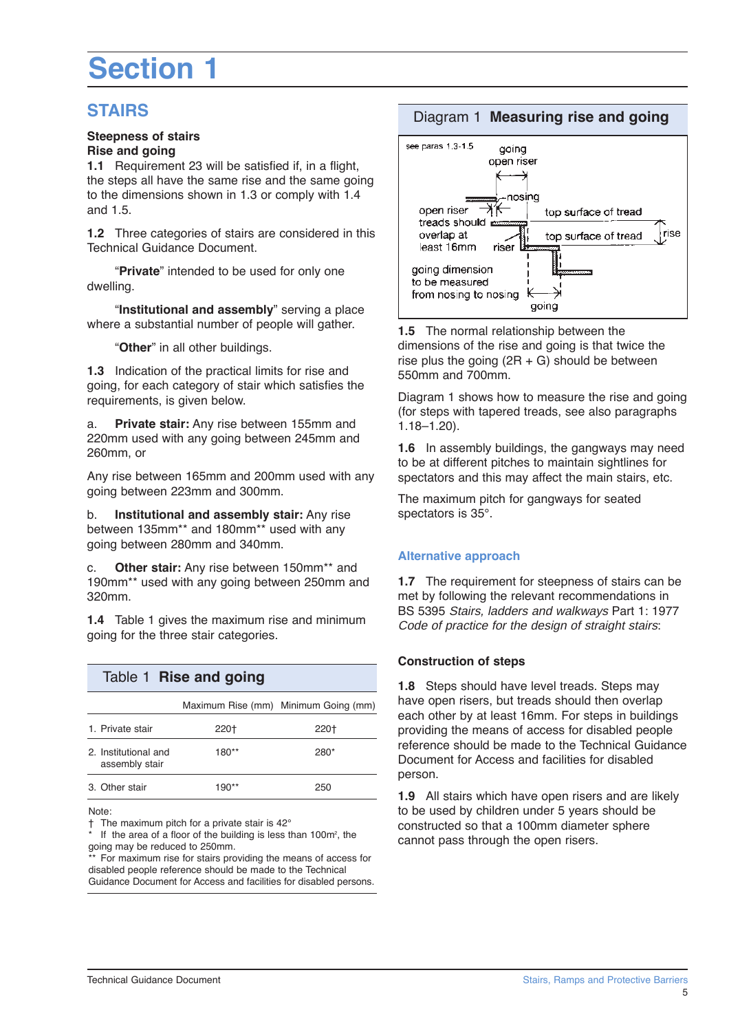# Section 1

## STAIRS

### Steepness of stairs

### Rise and going

**1.1** Requirement 23 will be satisfied if, in a flight, the steps all have the same rise and the same going to the dimensions shown in 1.3 or comply with 1.4 and 1.5.

**1.2** Three categories of stairs are considered in this Technical Guidance Document.

"**Private**" intended to be used for only one dwelling.

"**Institutional and assembly**" serving a place where a substantial number of people will gather.

"**Other**" in all other buildings.

**1.3** Indication of the practical limits for rise and going, for each category of stair which satisfies the requirements, is given below.

a. **Private stair:** Any rise between 155mm and 220mm used with any going between 245mm and 260mm, or

Any rise between 165mm and 200mm used with any going between 223mm and 300mm.

b. **Institutional and assembly stair:** Any rise between 135mm** and 180mm** used with any going between 280mm and 340mm.

c. **Other stair:** Any rise between 150mm** and 190mm** used with any going between 250mm and 320mm.

**1.4** Table 1 gives the maximum rise and minimum going for the three stair categories.

**Table 1 Rise and going**

| | Maximum Rise (mm) | Minimum Going (mm) |
|---|---|---|
| 1. Private stair | 220† | 220† |
| 2. Institutional and assembly stair | 180** | 280* |
| 3. Other stair | 190** | 250 |

Note:
† The maximum pitch for a private stair is 42°
\* If the area of a floor of the building is less than 100m², the going may be reduced to 250mm.
** For maximum rise for stairs providing the means of access for disabled people reference should be made to the Technical Guidance Document for Access and facilities for disabled persons.

**Diagram 1 Measuring rise and going**

see paras 1.3-1.5

going open riser; nosing; open riser treads should overlap at least 16mm; top surface of tread; top surface of tread; rise; riser; going dimension to be measured from nosing to nosing; going

**1.5** The normal relationship between the dimensions of the rise and going is that twice the rise plus the going (2R + G) should be between 550mm and 700mm.

Diagram 1 shows how to measure the rise and going (for steps with tapered treads, see also paragraphs 1.18–1.20).

**1.6** In assembly buildings, the gangways may need to be at different pitches to maintain sightlines for spectators and this may affect the main stairs, etc.

The maximum pitch for gangways for seated spectators is 35°.

### Alternative approach

**1.7** The requirement for steepness of stairs can be met by following the relevant recommendations in BS 5395 *Stairs, ladders and walkways* Part 1: 1977 *Code of practice for the design of straight stairs*.

### Construction of steps

**1.8** Steps should have level treads. Steps may have open risers, but treads should then overlap each other by at least 16mm. For steps in buildings providing the means of access for disabled people reference should be made to the Technical Guidance Document for Access and facilities for disabled person.

**1.9** All stairs which have open risers and are likely to be used by children under 5 years should be constructed so that a 100mm diameter sphere cannot pass through the open risers.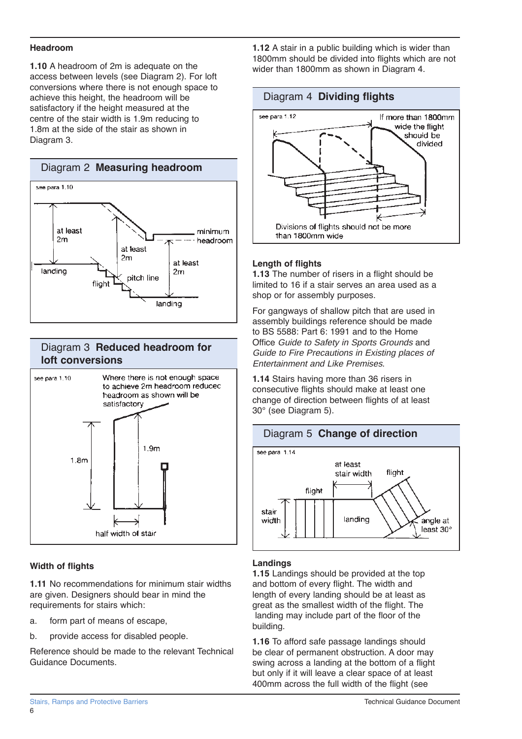### Headroom

**1.10** A headroom of 2m is adequate on the access between levels (see Diagram 2). For loft conversions where there is not enough space to achieve this height, the headroom will be satisfactory if the height measured at the centre of the stair width is 1.9m reducing to 1.8m at the side of the stair as shown in Diagram 3.

## Diagram 2 **Measuring headroom**

see para 1.10

at least 2m — landing — at least 2m — pitch line — flight — minimum headroom — at least 2m — landing

## Diagram 3 **Reduced headroom for loft conversions**

see para 1.10

Where there is not enough space to achieve 2m headroom reduced headroom as shown will be satisfactory

1.8m — 1.9m — half width of stair

### Width of flights

**1.11** No recommendations for minimum stair widths are given. Designers should bear in mind the requirements for stairs which:

a. form part of means of escape,

b. provide access for disabled people.

Reference should be made to the relevant Technical Guidance Documents.

**1.12** A stair in a public building which is wider than 1800mm should be divided into flights which are not wider than 1800mm as shown in Diagram 4.

## Diagram 4 **Dividing flights**

see para 1.12

If more than 1800mm wide the flight should be divided

Divisions of flights should not be more than 1800mm wide

### Length of flights

**1.13** The number of risers in a flight should be limited to 16 if a stair serves an area used as a shop or for assembly purposes.

For gangways of shallow pitch that are used in assembly buildings reference should be made to BS 5588: Part 6: 1991 and to the Home Office *Guide to Safety in Sports Grounds* and *Guide to Fire Precautions in Existing places of Entertainment and Like Premises*.

**1.14** Stairs having more than 36 risers in consecutive flights should make at least one change of direction between flights of at least 30° (see Diagram 5).

## Diagram 5 **Change of direction**

see para 1.14

at least stair width — flight — flight — stair width — landing — angle at least 30°

### Landings

**1.15** Landings should be provided at the top and bottom of every flight. The width and length of every landing should be at least as great as the smallest width of the flight. The landing may include part of the floor of the building.

**1.16** To afford safe passage landings should be clear of permanent obstruction. A door may swing across a landing at the bottom of a flight but only if it will leave a clear space of at least 400mm across the full width of the flight (see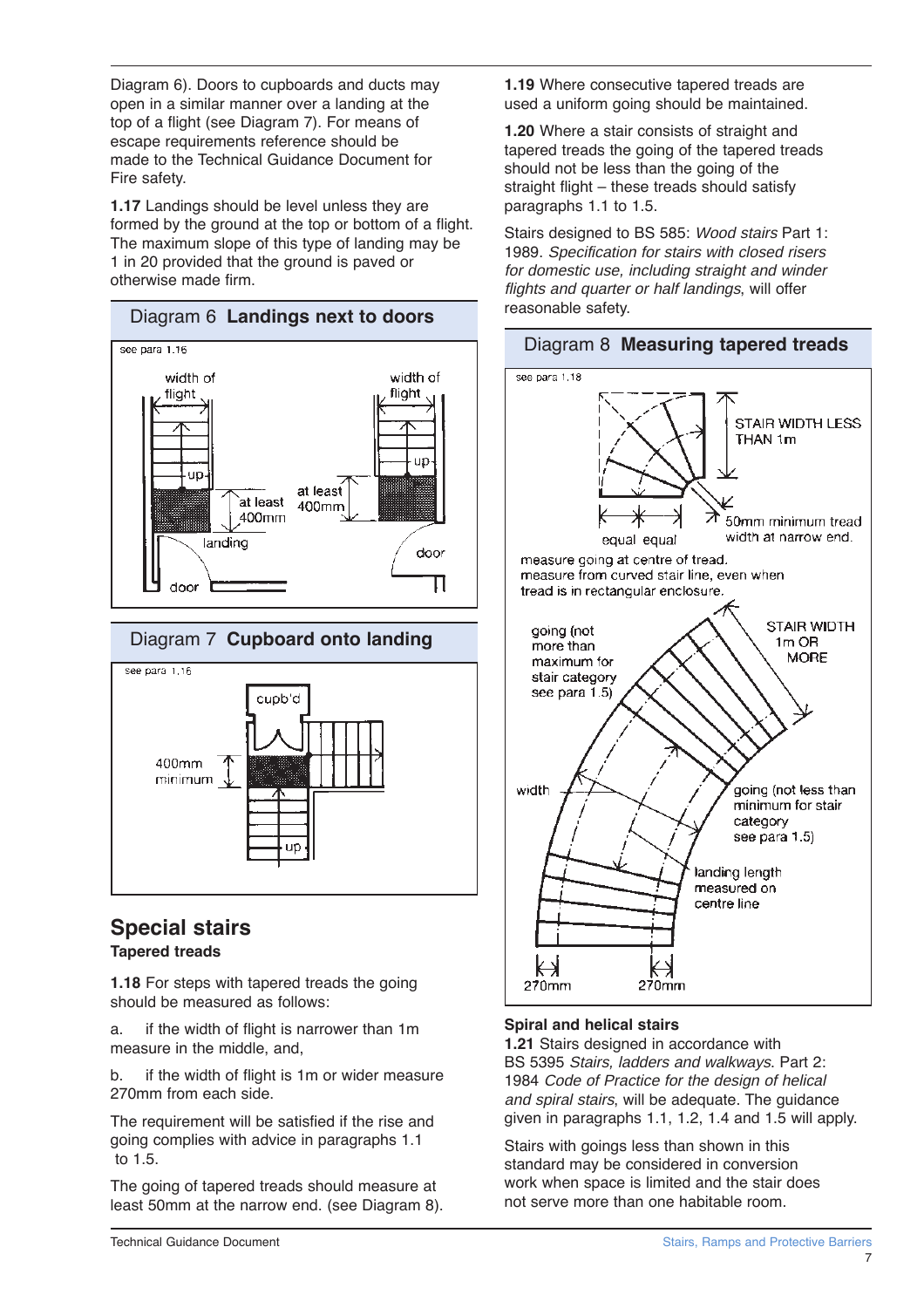Diagram 6). Doors to cupboards and ducts may open in a similar manner over a landing at the top of a flight (see Diagram 7). For means of escape requirements reference should be made to the Technical Guidance Document for Fire safety.

**1.17** Landings should be level unless they are formed by the ground at the top or bottom of a flight. The maximum slope of this type of landing may be 1 in 20 provided that the ground is paved or otherwise made firm.

Diagram 6 **Landings next to doors**

see para 1.16

width of flight — up — at least 400mm — landing — door — width of flight — up — at least 400mm — door

Diagram 7 **Cupboard onto landing**

see para 1.16

cupb'd — 400mm minimum — up

## Special stairs

### Tapered treads

**1.18** For steps with tapered treads the going should be measured as follows:

a. if the width of flight is narrower than 1m measure in the middle, and,

b. if the width of flight is 1m or wider measure 270mm from each side.

The requirement will be satisfied if the rise and going complies with advice in paragraphs 1.1 to 1.5.

The going of tapered treads should measure at least 50mm at the narrow end. (see Diagram 8).

**1.19** Where consecutive tapered treads are used a uniform going should be maintained.

**1.20** Where a stair consists of straight and tapered treads the going of the tapered treads should not be less than the going of the straight flight – these treads should satisfy paragraphs 1.1 to 1.5.

Stairs designed to BS 585: *Wood stairs* Part 1: 1989. *Specification for stairs with closed risers for domestic use, including straight and winder flights and quarter or half landings*, will offer reasonable safety.

Diagram 8 **Measuring tapered treads**

see para 1.18

STAIR WIDTH LESS THAN 1m — equal equal — 50mm minimum tread width at narrow end.

measure going at centre of tread.
measure from curved stair line, even when tread is in rectangular enclosure.

going (not more than maximum for stair category see para 1.5) — STAIR WIDTH 1m OR MORE — width — going (not less than minimum for stair category see para 1.5) — landing length measured on centre line — 270mm — 270mm

### Spiral and helical stairs

**1.21** Stairs designed in accordance with BS 5395 *Stairs, ladders and walkways*. Part 2: 1984 *Code of Practice for the design of helical and spiral stairs*, will be adequate. The guidance given in paragraphs 1.1, 1.2, 1.4 and 1.5 will apply.

Stairs with goings less than shown in this standard may be considered in conversion work when space is limited and the stair does not serve more than one habitable room.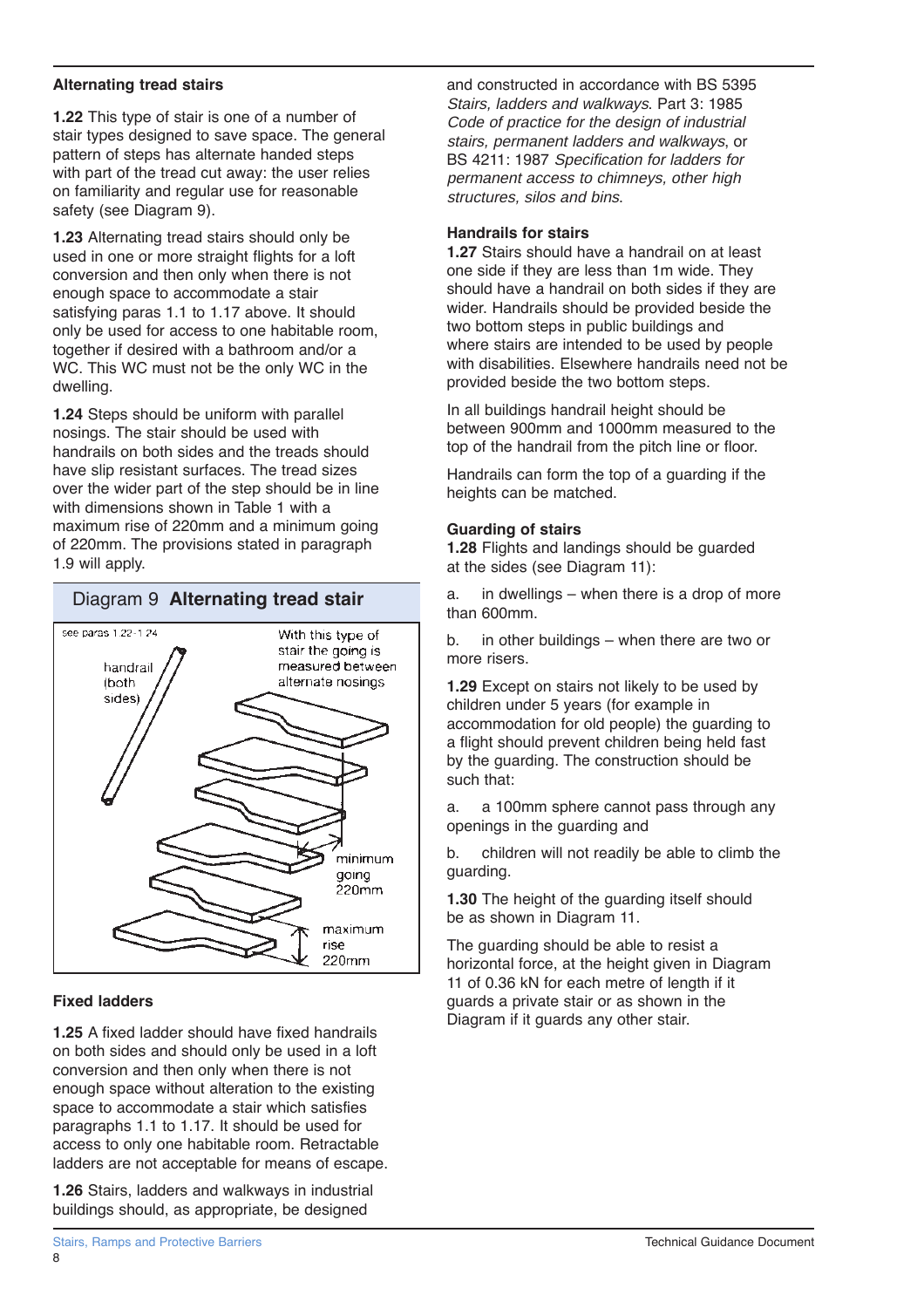### Alternating tread stairs

**1.22** This type of stair is one of a number of stair types designed to save space. The general pattern of steps has alternate handed steps with part of the tread cut away: the user relies on familiarity and regular use for reasonable safety (see Diagram 9).

**1.23** Alternating tread stairs should only be used in one or more straight flights for a loft conversion and then only when there is not enough space to accommodate a stair satisfying paras 1.1 to 1.17 above. It should only be used for access to one habitable room, together if desired with a bathroom and/or a WC. This WC must not be the only WC in the dwelling.

**1.24** Steps should be uniform with parallel nosings. The stair should be used with handrails on both sides and the treads should have slip resistant surfaces. The tread sizes over the wider part of the step should be in line with dimensions shown in Table 1 with a maximum rise of 220mm and a minimum going of 220mm. The provisions stated in paragraph 1.9 will apply.

Diagram 9 **Alternating tread stair**

see paras 1.22-1.24

handrail (both sides)

With this type of stair the going is measured between alternate nosings

minimum going 220mm

maximum rise 220mm

### Fixed ladders

**1.25** A fixed ladder should have fixed handrails on both sides and should only be used in a loft conversion and then only when there is not enough space without alteration to the existing space to accommodate a stair which satisfies paragraphs 1.1 to 1.17. It should be used for access to only one habitable room. Retractable ladders are not acceptable for means of escape.

**1.26** Stairs, ladders and walkways in industrial buildings should, as appropriate, be designed and constructed in accordance with BS 5395 *Stairs, ladders and walkways*. Part 3: 1985 *Code of practice for the design of industrial stairs, permanent ladders and walkways*, or BS 4211: 1987 *Specification for ladders for permanent access to chimneys, other high structures, silos and bins*.

### Handrails for stairs

**1.27** Stairs should have a handrail on at least one side if they are less than 1m wide. They should have a handrail on both sides if they are wider. Handrails should be provided beside the two bottom steps in public buildings and where stairs are intended to be used by people with disabilities. Elsewhere handrails need not be provided beside the two bottom steps.

In all buildings handrail height should be between 900mm and 1000mm measured to the top of the handrail from the pitch line or floor.

Handrails can form the top of a guarding if the heights can be matched.

### Guarding of stairs

**1.28** Flights and landings should be guarded at the sides (see Diagram 11):

a. in dwellings – when there is a drop of more than 600mm.

b. in other buildings – when there are two or more risers.

**1.29** Except on stairs not likely to be used by children under 5 years (for example in accommodation for old people) the guarding to a flight should prevent children being held fast by the guarding. The construction should be such that:

a. a 100mm sphere cannot pass through any openings in the guarding and

b. children will not readily be able to climb the guarding.

**1.30** The height of the guarding itself should be as shown in Diagram 11.

The guarding should be able to resist a horizontal force, at the height given in Diagram 11 of 0.36 kN for each metre of length if it guards a private stair or as shown in the Diagram if it guards any other stair.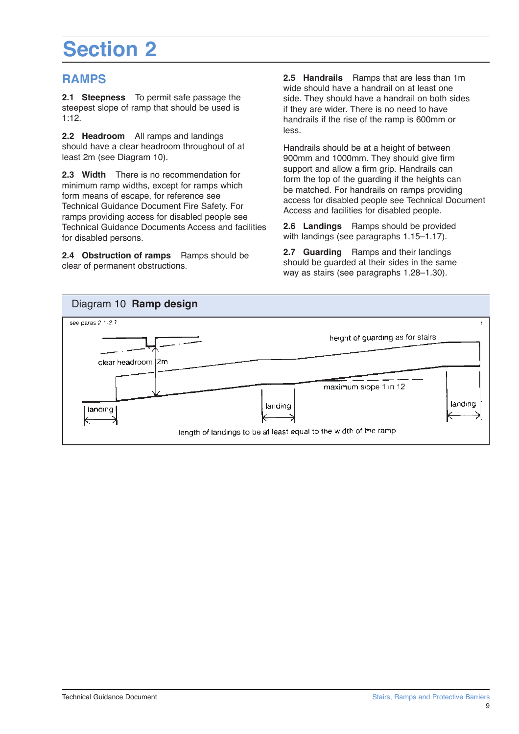# Section 2

## RAMPS

**2.1 Steepness** To permit safe passage the steepest slope of ramp that should be used is 1:12.

**2.2 Headroom** All ramps and landings should have a clear headroom throughout of at least 2m (see Diagram 10).

**2.3 Width** There is no recommendation for minimum ramp widths, except for ramps which form means of escape, for reference see Technical Guidance Document Fire Safety. For ramps providing access for disabled people see Technical Guidance Documents Access and facilities for disabled persons.

**2.4 Obstruction of ramps** Ramps should be clear of permanent obstructions.

**2.5 Handrails** Ramps that are less than 1m wide should have a handrail on at least one side. They should have a handrail on both sides if they are wider. There is no need to have handrails if the rise of the ramp is 600mm or less.

Handrails should be at a height of between 900mm and 1000mm. They should give firm support and allow a firm grip. Handrails can form the top of the guarding if the heights can be matched. For handrails on ramps providing access for disabled people see Technical Document Access and facilities for disabled people.

**2.6 Landings** Ramps should be provided with landings (see paragraphs 1.15–1.17).

**2.7 Guarding** Ramps and their landings should be guarded at their sides in the same way as stairs (see paragraphs 1.28–1.30).

Diagram 10 **Ramp design**

see paras 2.1-2.7

height of guarding as for stairs

clear headroom 2m

maximum slope 1 in 12

landing

landing

landing

length of landings to be at least equal to the width of the ramp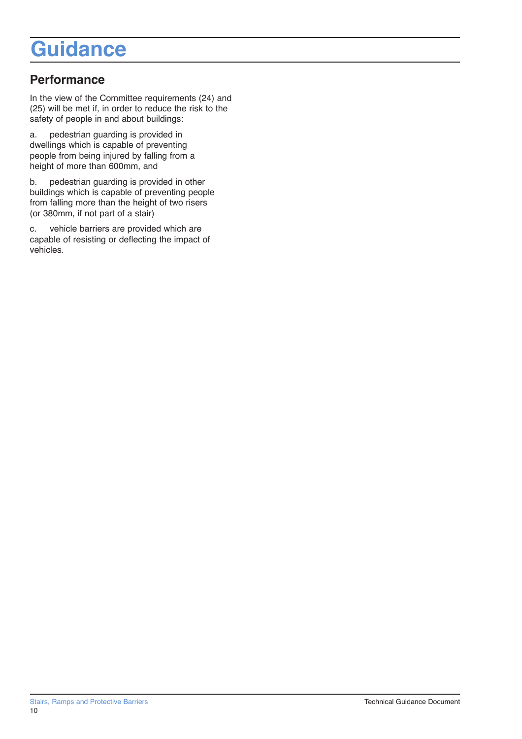# Guidance

## Performance

In the view of the Committee requirements (24) and (25) will be met if, in order to reduce the risk to the safety of people in and about buildings:

a. pedestrian guarding is provided in dwellings which is capable of preventing people from being injured by falling from a height of more than 600mm, and

b. pedestrian guarding is provided in other buildings which is capable of preventing people from falling more than the height of two risers (or 380mm, if not part of a stair)

c. vehicle barriers are provided which are capable of resisting or deflecting the impact of vehicles.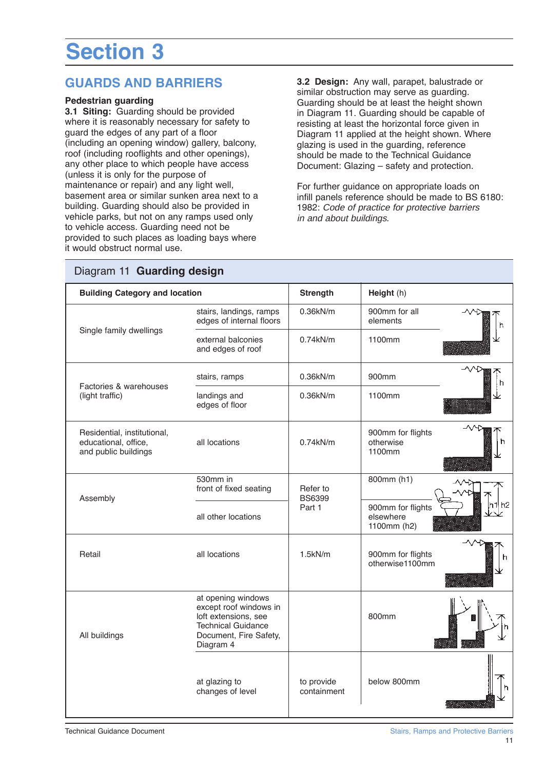# Section 3

## GUARDS AND BARRIERS

### Pedestrian guarding

**3.1 Siting:** Guarding should be provided where it is reasonably necessary for safety to guard the edges of any part of a floor (including an opening window) gallery, balcony, roof (including rooflights and other openings), any other place to which people have access (unless it is only for the purpose of maintenance or repair) and any light well, basement area or similar sunken area next to a building. Guarding should also be provided in vehicle parks, but not on any ramps used only to vehicle access. Guarding need not be provided to such places as loading bays where it would obstruct normal use.

**3.2 Design:** Any wall, parapet, balustrade or similar obstruction may serve as guarding. Guarding should be at least the height shown in Diagram 11. Guarding should be capable of resisting at least the horizontal force given in Diagram 11 applied at the height shown. Where glazing is used in the guarding, reference should be made to the Technical Guidance Document: Glazing – safety and protection.

For further guidance on appropriate loads on infill panels reference should be made to BS 6180: 1982: *Code of practice for protective barriers in and about buildings*.

Diagram 11 **Guarding design**

| Building Category and location | | Strength | Height (h) |
|---|---|---|---|
| Single family dwellings | stairs, landings, ramps edges of internal floors | 0.36kN/m | 900mm for all elements |
| | external balconies and edges of roof | 0.74kN/m | 1100mm |
| Factories & warehouses (light traffic) | stairs, ramps | 0.36kN/m | 900mm |
| | landings and edges of floor | 0.36kN/m | 1100mm |
| Residential, institutional, educational, office, and public buildings | all locations | 0.74kN/m | 900mm for flights otherwise 1100mm |
| Assembly | 530mm in front of fixed seating | Refer to BS6399 Part 1 | 800mm (h1) |
| | all other locations | | 900mm for flights elsewhere 1100mm (h2) |
| Retail | all locations | 1.5kN/m | 900mm for flights otherwise1100mm |
| All buildings | at opening windows except roof windows in loft extensions, see Technical Guidance Document, Fire Safety, Diagram 4 | | 800mm |
| | at glazing to changes of level | to provide containment | below 800mm |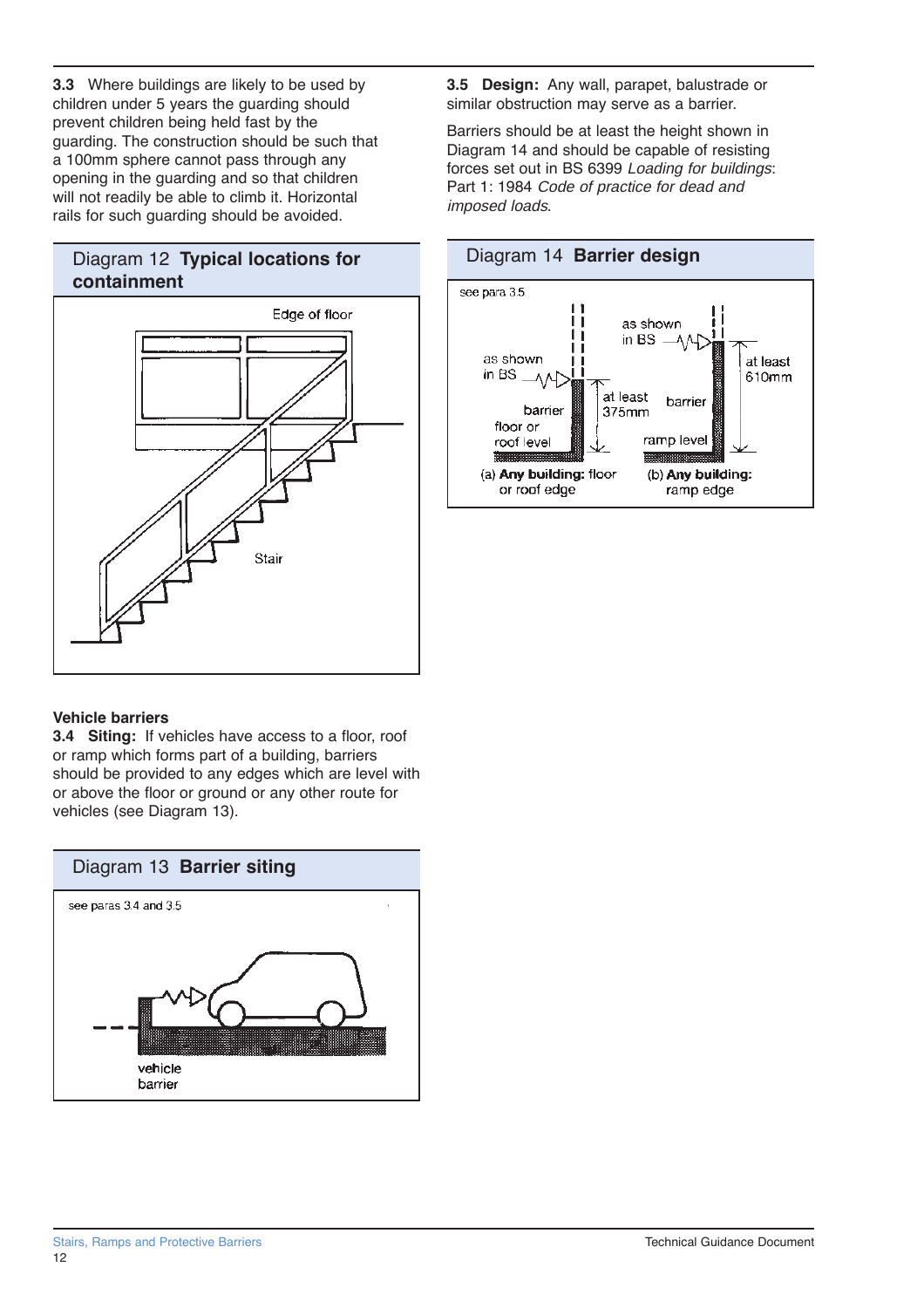**3.3** Where buildings are likely to be used by children under 5 years the guarding should prevent children being held fast by the guarding. The construction should be such that a 100mm sphere cannot pass through any opening in the guarding and so that children will not readily be able to climb it. Horizontal rails for such guarding should be avoided.

Diagram 12 **Typical locations for containment**

Edge of floor

Stair

### Vehicle barriers

**3.4 Siting:** If vehicles have access to a floor, roof or ramp which forms part of a building, barriers should be provided to any edges which are level with or above the floor or ground or any other route for vehicles (see Diagram 13).

Diagram 13 **Barrier siting**

see paras 3.4 and 3.5

vehicle barrier

**3.5 Design:** Any wall, parapet, balustrade or similar obstruction may serve as a barrier.

Barriers should be at least the height shown in Diagram 14 and should be capable of resisting forces set out in BS 6399 *Loading for buildings*: Part 1: 1984 *Code of practice for dead and imposed loads*.

Diagram 14 **Barrier design**

see para 3.5

as shown in BS

barrier

floor or roof level

at least 375mm

(a) **Any building:** floor or roof edge

as shown in BS

barrier

ramp level

at least 610mm

(b) **Any building:** ramp edge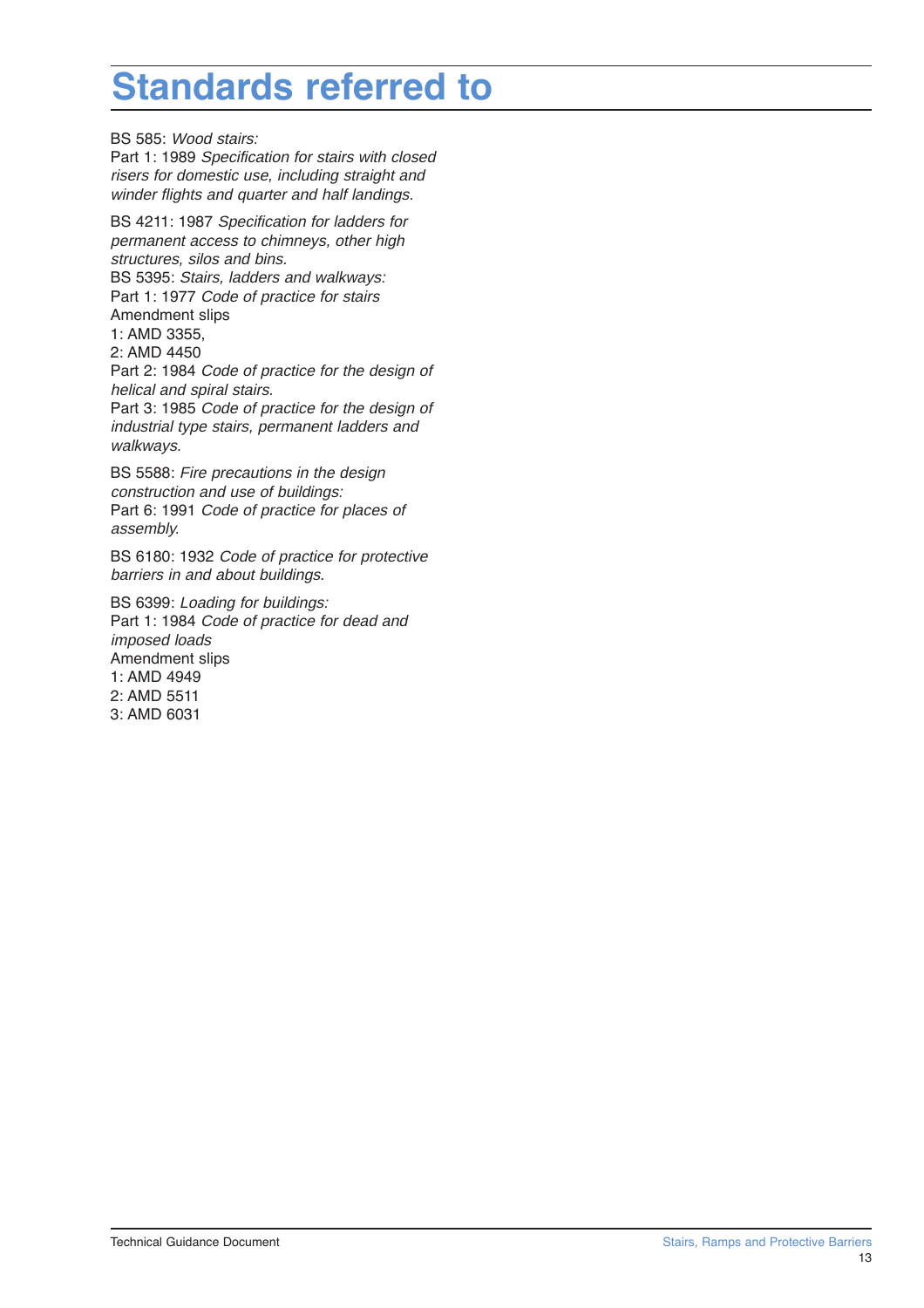# Standards referred to

BS 585: *Wood stairs:*
Part 1: 1989 *Specification for stairs with closed risers for domestic use, including straight and winder flights and quarter and half landings.*

BS 4211: 1987 *Specification for ladders for permanent access to chimneys, other high structures, silos and bins.*
BS 5395: *Stairs, ladders and walkways:*
Part 1: 1977 *Code of practice for stairs*
Amendment slips
1: AMD 3355,
2: AMD 4450
Part 2: 1984 *Code of practice for the design of helical and spiral stairs.*
Part 3: 1985 *Code of practice for the design of industrial type stairs, permanent ladders and walkways.*

BS 5588: *Fire precautions in the design construction and use of buildings:*
Part 6: 1991 *Code of practice for places of assembly.*

BS 6180: 1932 *Code of practice for protective barriers in and about buildings.*

BS 6399: *Loading for buildings:*
Part 1: 1984 *Code of practice for dead and imposed loads*
Amendment slips
1: AMD 4949
2: AMD 5511
3: AMD 6031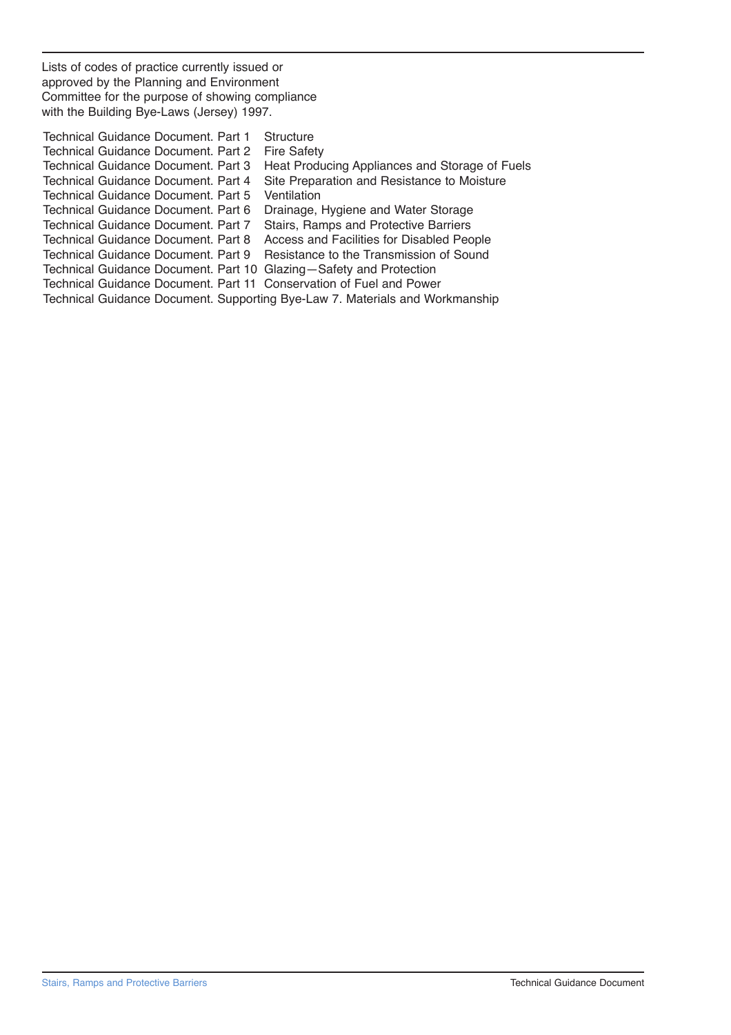Lists of codes of practice currently issued or approved by the Planning and Environment Committee for the purpose of showing compliance with the Building Bye-Laws (Jersey) 1997.

| | |
|---|---|
| Technical Guidance Document. Part 1 | Structure |
| Technical Guidance Document. Part 2 | Fire Safety |
| Technical Guidance Document. Part 3 | Heat Producing Appliances and Storage of Fuels |
| Technical Guidance Document. Part 4 | Site Preparation and Resistance to Moisture |
| Technical Guidance Document. Part 5 | Ventilation |
| Technical Guidance Document. Part 6 | Drainage, Hygiene and Water Storage |
| Technical Guidance Document. Part 7 | Stairs, Ramps and Protective Barriers |
| Technical Guidance Document. Part 8 | Access and Facilities for Disabled People |
| Technical Guidance Document. Part 9 | Resistance to the Transmission of Sound |
| Technical Guidance Document. Part 10 | Glazing—Safety and Protection |
| Technical Guidance Document. Part 11 | Conservation of Fuel and Power |
| Technical Guidance Document. Supporting Bye-Law 7. | Materials and Workmanship |